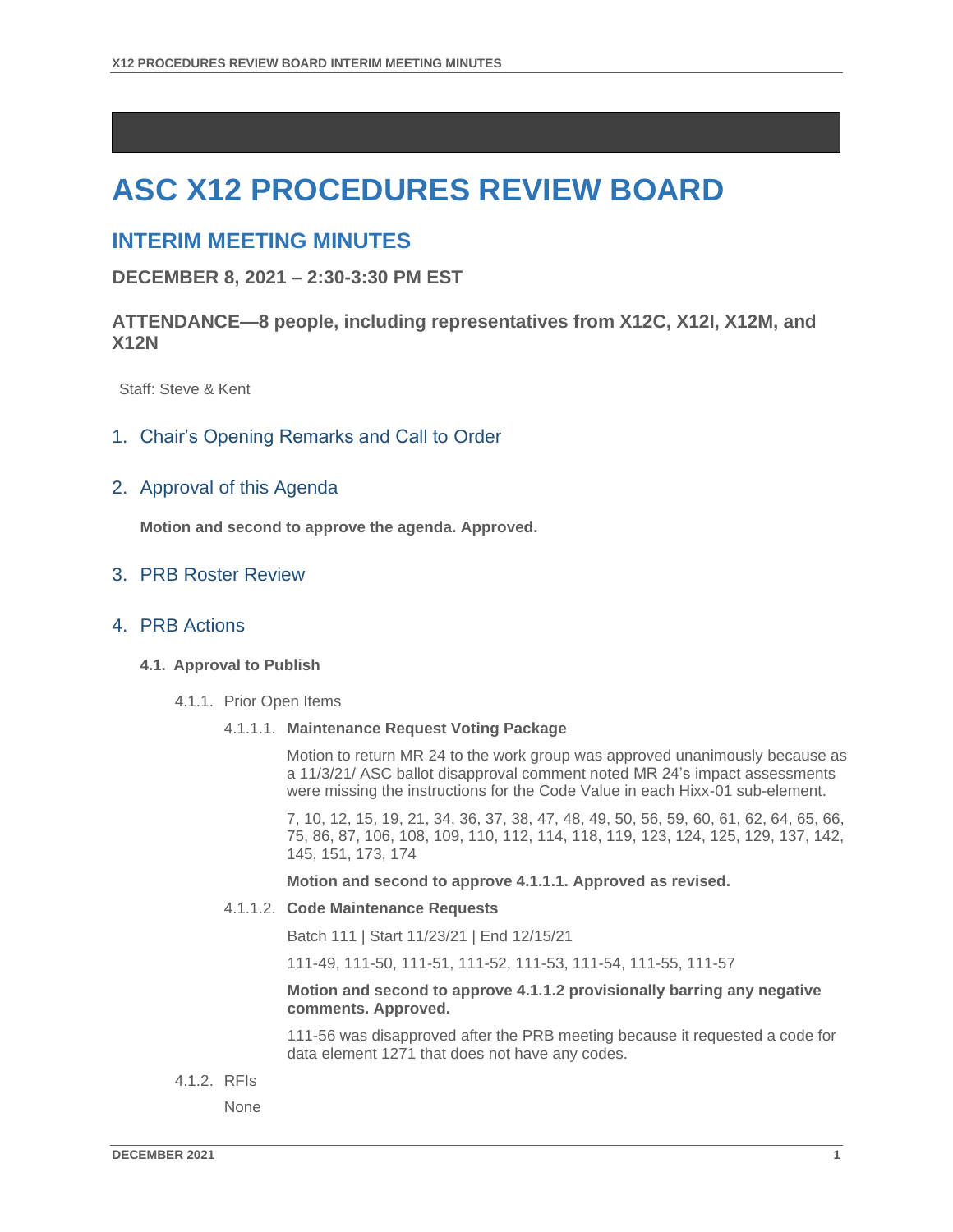# ASC X12 PROCEDURES REVIEW BOARD

## INTERIM MEETING MINUTES

### DECEMBER 8, 2021 – 2:30-3:30 PM EST

### ATTENDANCE—8 people, including representatives from X12C, X12I, X12M, and X12N

Staff: Steve & Kent

## 1. Chair's Opening Remarks and Call to Order

## 2. Approval of this Agenda

**Motion and second to approve the agenda. Approved.**

## 3. PRB Roster Review

## 4. PRB Actions

### 4.1. Approval to Publish

4.1.1. Prior Open Items

4.1.1.1. **Maintenance Request Voting Package**

Motion to return MR 24 to the work group was approved unanimously because as a 11/3/21/ ASC ballot disapproval comment noted MR 24's impact assessments were missing the instructions for the Code Value in each Hixx-01 sub-element.

7, 10, 12, 15, 19, 21, 34, 36, 37, 38, 47, 48, 49, 50, 56, 59, 60, 61, 62, 64, 65, 66, 75, 86, 87, 106, 108, 109, 110, 112, 114, 118, 119, 123, 124, 125, 129, 137, 142, 145, 151, 173, 174

**Motion and second to approve 4.1.1.1. Approved as revised.**

4.1.1.2. **Code Maintenance Requests**

Batch 111 | Start 11/23/21 | End 12/15/21

111-49, 111-50, 111-51, 111-52, 111-53, 111-54, 111-55, 111-57

**Motion and second to approve 4.1.1.2 provisionally barring any negative comments. Approved.**

111-56 was disapproved after the PRB meeting because it requested a code for data element 1271 that does not have any codes.

4.1.2. RFIs

None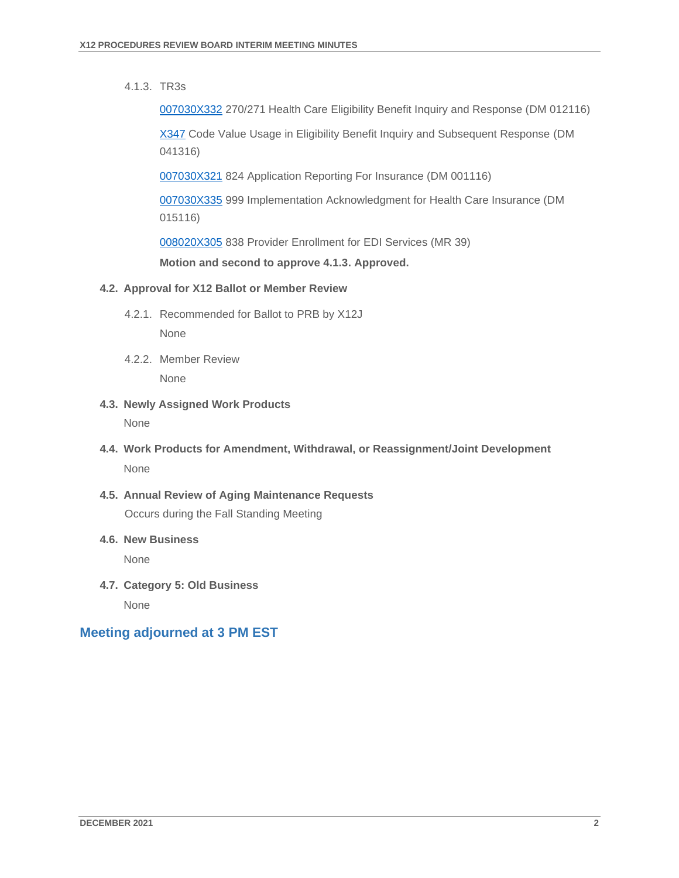4.1.3. TR3s

007030X332 270/271 Health Care Eligibility Benefit Inquiry and Response (DM 012116)

X347 Code Value Usage in Eligibility Benefit Inquiry and Subsequent Response (DM 041316)

007030X321 824 Application Reporting For Insurance (DM 001116)

007030X335 999 Implementation Acknowledgment for Health Care Insurance (DM 015116)

008020X305 838 Provider Enrollment for EDI Services (MR 39)

**Motion and second to approve 4.1.3. Approved.**

**4.2. Approval for X12 Ballot or Member Review**

4.2.1. Recommended for Ballot to PRB by X12J

None

4.2.2. Member Review

None

**4.3. Newly Assigned Work Products**

None

**4.4. Work Products for Amendment, Withdrawal, or Reassignment/Joint Development**

None

**4.5. Annual Review of Aging Maintenance Requests**

Occurs during the Fall Standing Meeting

**4.6. New Business**

None

**4.7. Category 5: Old Business**

None

## Meeting adjourned at 3 PM EST